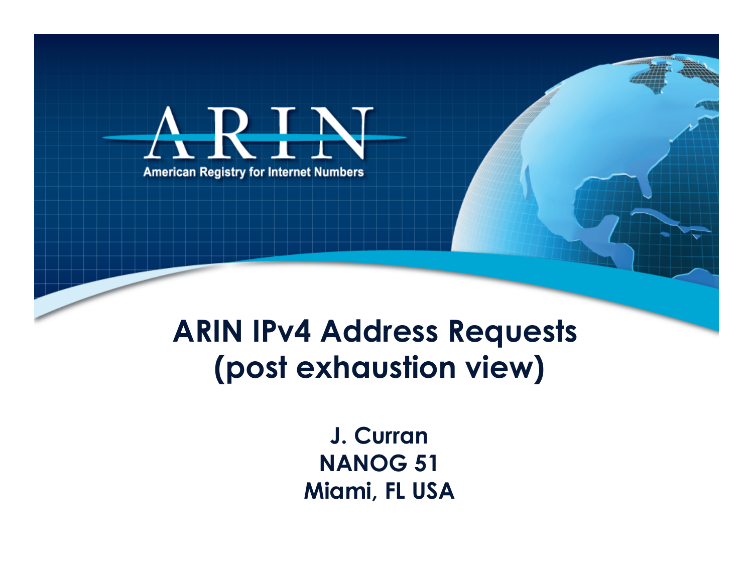ARIN

American Registry for Internet Numbers

# ARIN IPv4 Address Requests (post exhaustion view)

**J. Curran**
**NANOG 51**
**Miami, FL USA**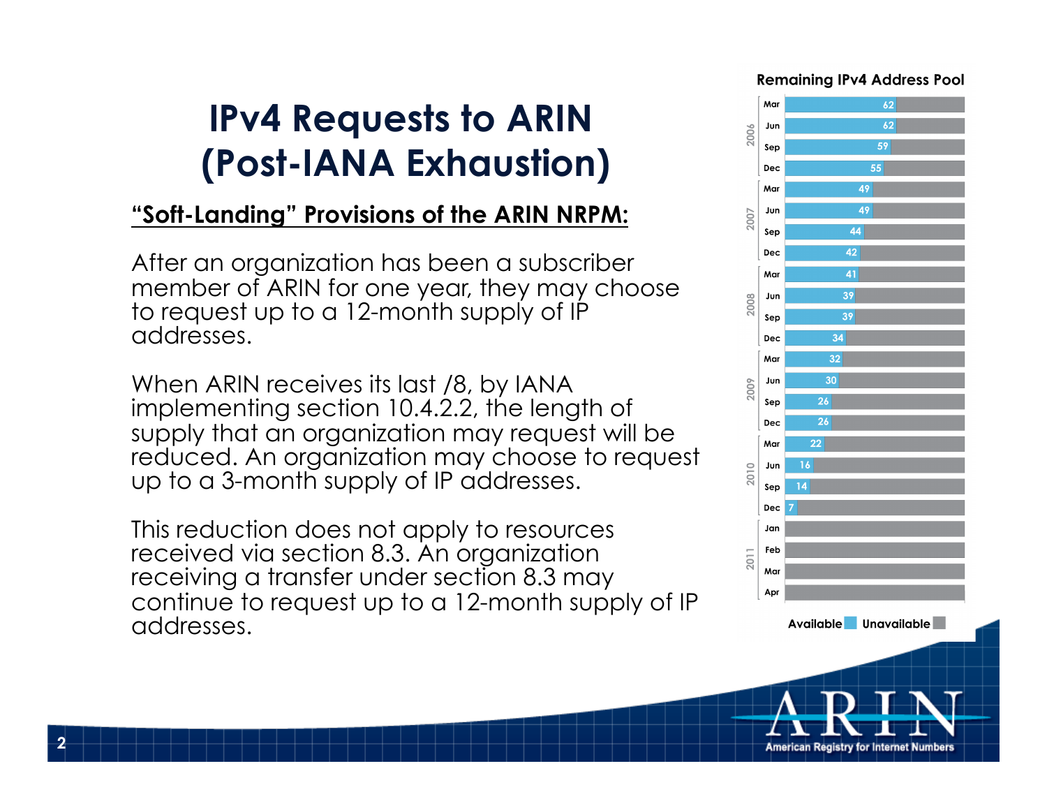# IPv4 Requests to ARIN (Post-IANA Exhaustion)

**"Soft-Landing" Provisions of the ARIN NRPM:**

After an organization has been a subscriber member of ARIN for one year, they may choose to request up to a 12-month supply of IP addresses.

When ARIN receives its last /8, by IANA implementing section 10.4.2.2, the length of supply that an organization may request will be reduced. An organization may choose to request up to a 3-month supply of IP addresses.

This reduction does not apply to resources received via section 8.3. An organization receiving a transfer under section 8.3 may continue to request up to a 12-month supply of IP addresses.

**Remaining IPv4 Address Pool**

| Year | Month | Available |
|---|---|---|
| 2006 | Mar | 62 |
| | Jun | 62 |
| | Sep | 59 |
| | Dec | 55 |
| 2007 | Mar | 49 |
| | Jun | 49 |
| | Sep | 44 |
| | Dec | 42 |
| 2008 | Mar | 41 |
| | Jun | 39 |
| | Sep | 39 |
| | Dec | 34 |
| 2009 | Mar | 32 |
| | Jun | 30 |
| | Sep | 26 |
| | Dec | 26 |
| 2010 | Mar | 22 |
| | Jun | 16 |
| | Sep | 14 |
| | Dec | 7 |
| 2011 | Jan | |
| | Feb | |
| | Mar | |
| | Apr | |

Available / Unavailable

ARIN
American Registry for Internet Numbers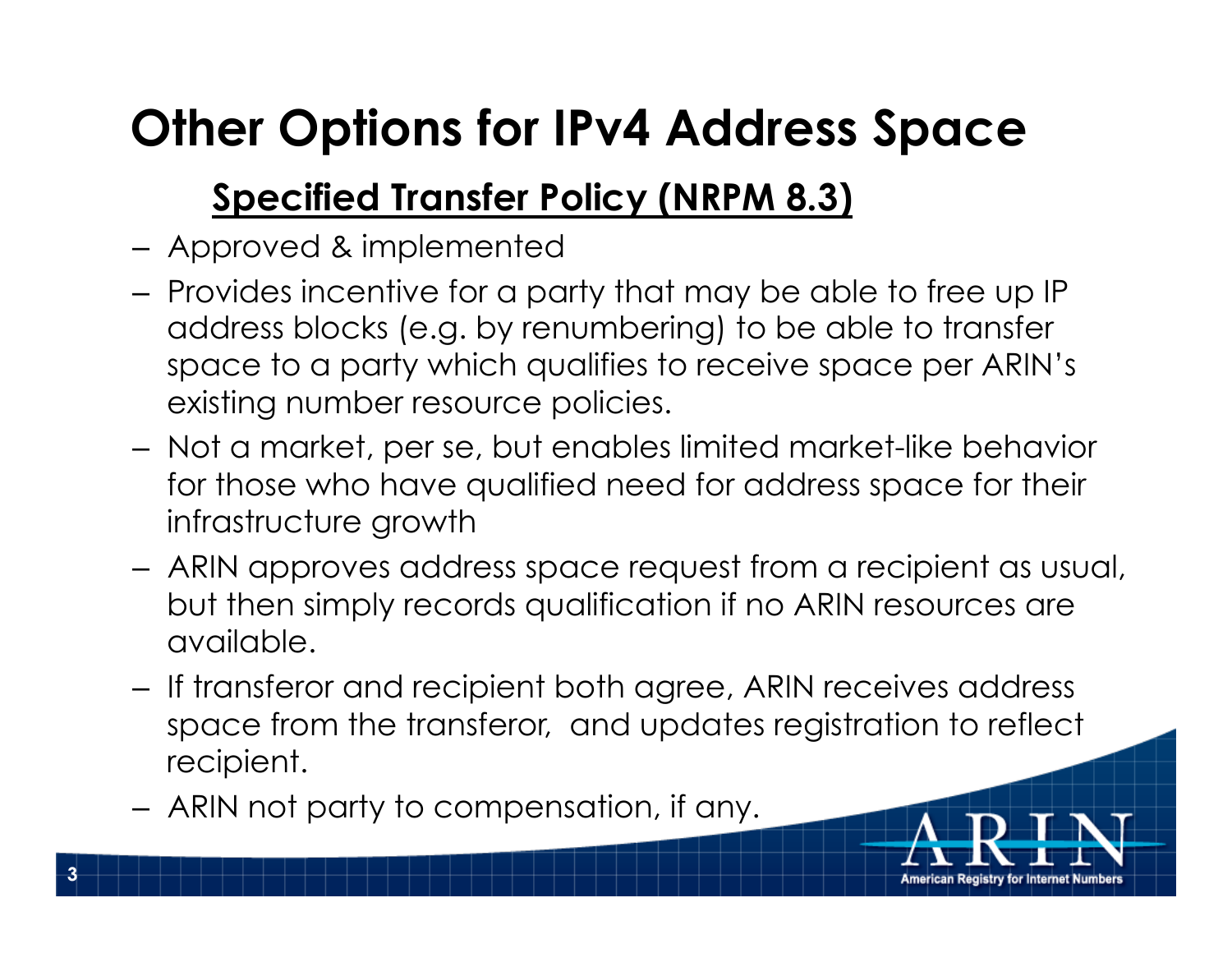# Other Options for IPv4 Address Space

## Specified Transfer Policy (NRPM 8.3)

- Approved & implemented
- Provides incentive for a party that may be able to free up IP address blocks (e.g. by renumbering) to be able to transfer space to a party which qualifies to receive space per ARIN's existing number resource policies.
- Not a market, per se, but enables limited market-like behavior for those who have qualified need for address space for their infrastructure growth
- ARIN approves address space request from a recipient as usual, but then simply records qualification if no ARIN resources are available.
- If transferor and recipient both agree, ARIN receives address space from the transferor, and updates registration to reflect recipient.
- ARIN not party to compensation, if any.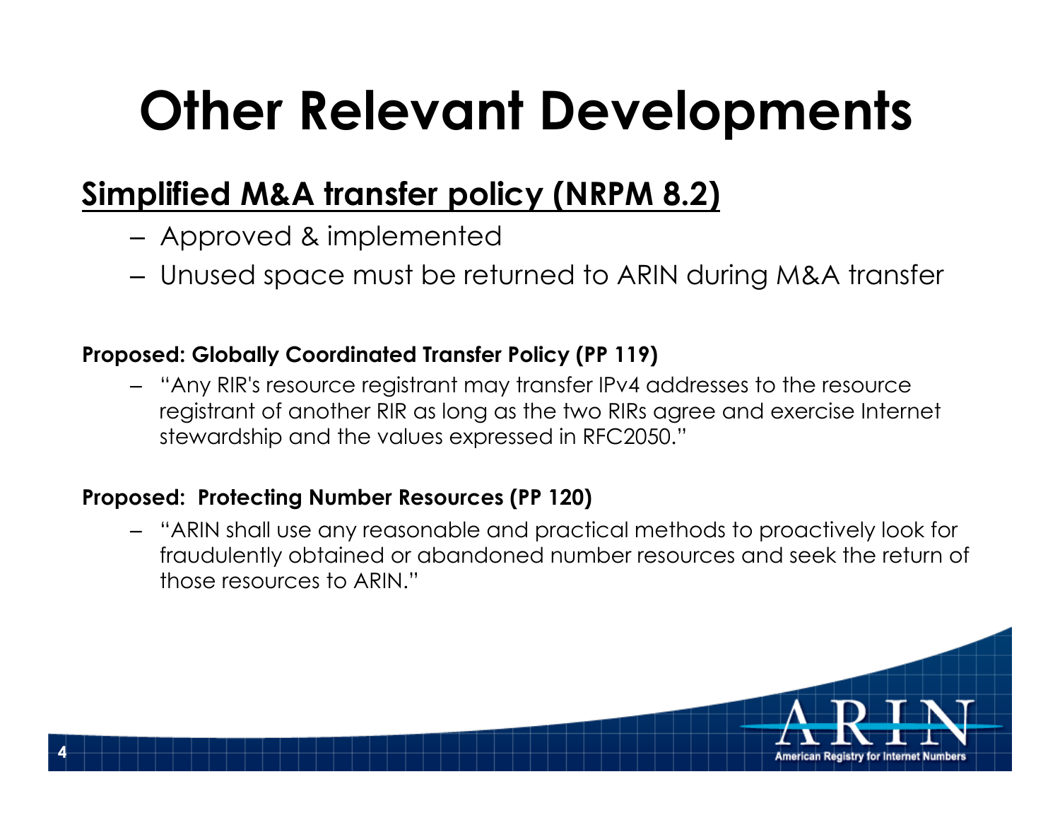# Other Relevant Developments

## Simplified M&A transfer policy (NRPM 8.2)

- Approved & implemented
- Unused space must be returned to ARIN during M&A transfer

**Proposed: Globally Coordinated Transfer Policy (PP 119)**

- "Any RIR's resource registrant may transfer IPv4 addresses to the resource registrant of another RIR as long as the two RIRs agree and exercise Internet stewardship and the values expressed in RFC2050."

**Proposed: Protecting Number Resources (PP 120)**

- "ARIN shall use any reasonable and practical methods to proactively look for fraudulently obtained or abandoned number resources and seek the return of those resources to ARIN."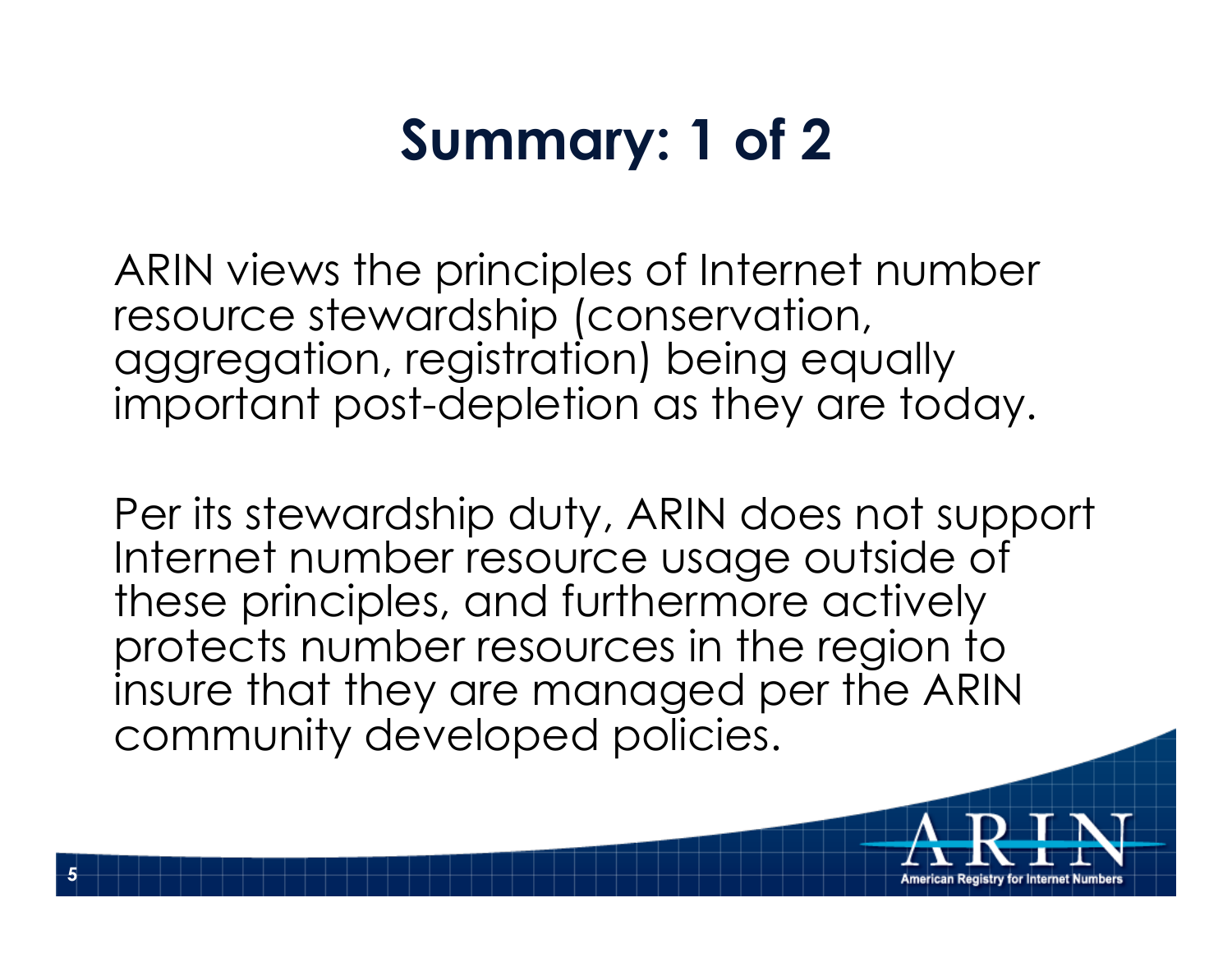# Summary: 1 of 2

ARIN views the principles of Internet number resource stewardship (conservation, aggregation, registration) being equally important post-depletion as they are today.

Per its stewardship duty, ARIN does not support Internet number resource usage outside of these principles, and furthermore actively protects number resources in the region to insure that they are managed per the ARIN community developed policies.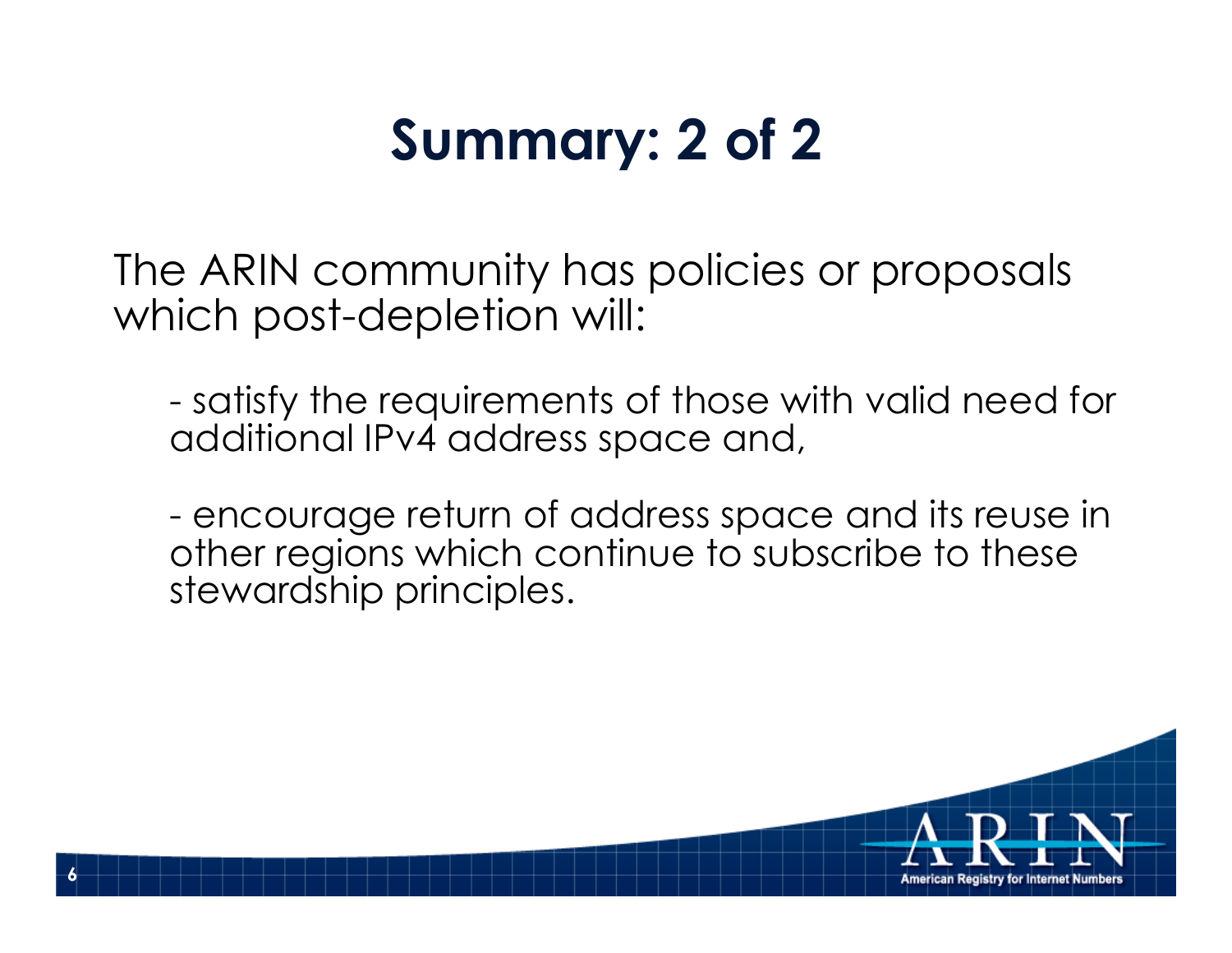# Summary: 2 of 2

The ARIN community has policies or proposals which post-depletion will:

- satisfy the requirements of those with valid need for additional IPv4 address space and,

- encourage return of address space and its reuse in other regions which continue to subscribe to these stewardship principles.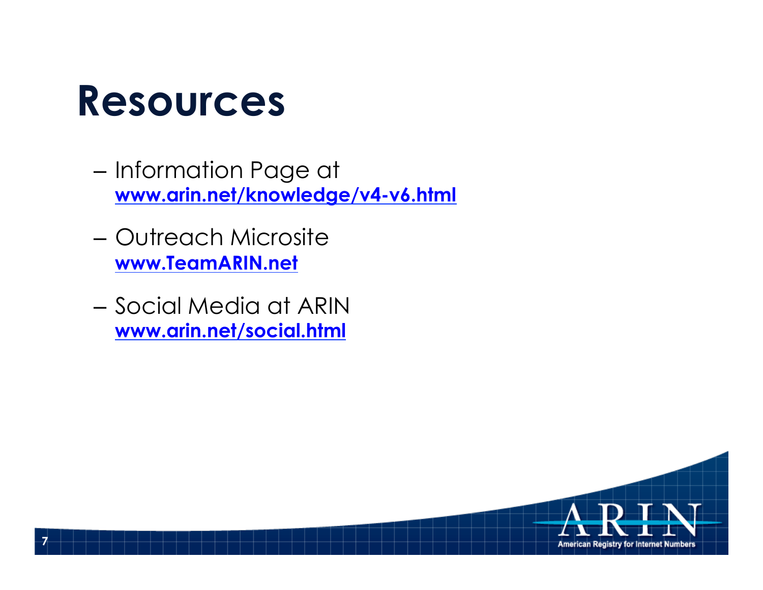# Resources

- Information Page at
  **www.arin.net/knowledge/v4-v6.html**
- Outreach Microsite
  **www.TeamARIN.net**
- Social Media at ARIN
  **www.arin.net/social.html**